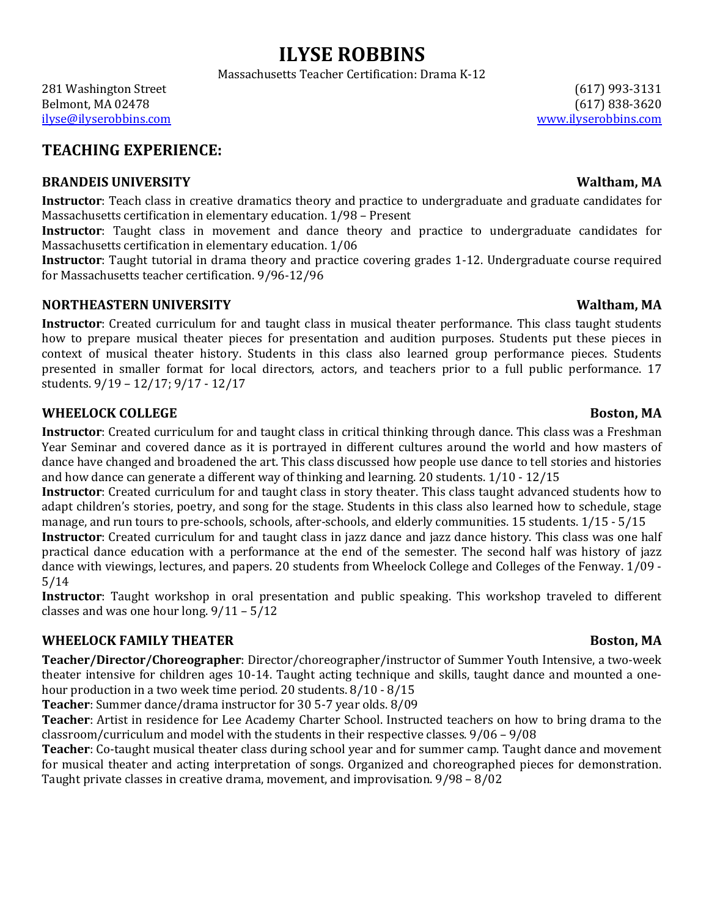# ILYSE ROBBINS

Massachusetts Teacher Certification: Drama K-12

281 Washington Street
Belmont, MA 02478
ilyse@ilyserobbins.com

(617) 993-3131
(617) 838-3620
www.ilyserobbins.com

## TEACHING EXPERIENCE:

### BRANDEIS UNIVERSITY — Waltham, MA

**Instructor**: Teach class in creative dramatics theory and practice to undergraduate and graduate candidates for Massachusetts certification in elementary education. 1/98 – Present

**Instructor**: Taught class in movement and dance theory and practice to undergraduate candidates for Massachusetts certification in elementary education. 1/06

**Instructor**: Taught tutorial in drama theory and practice covering grades 1-12. Undergraduate course required for Massachusetts teacher certification. 9/96-12/96

### NORTHEASTERN UNIVERSITY — Waltham, MA

**Instructor**: Created curriculum for and taught class in musical theater performance. This class taught students how to prepare musical theater pieces for presentation and audition purposes. Students put these pieces in context of musical theater history. Students in this class also learned group performance pieces. Students presented in smaller format for local directors, actors, and teachers prior to a full public performance. 17 students. 9/19 – 12/17; 9/17 - 12/17

### WHEELOCK COLLEGE — Boston, MA

**Instructor**: Created curriculum for and taught class in critical thinking through dance. This class was a Freshman Year Seminar and covered dance as it is portrayed in different cultures around the world and how masters of dance have changed and broadened the art. This class discussed how people use dance to tell stories and histories and how dance can generate a different way of thinking and learning. 20 students. 1/10 - 12/15

**Instructor**: Created curriculum for and taught class in story theater. This class taught advanced students how to adapt children's stories, poetry, and song for the stage. Students in this class also learned how to schedule, stage manage, and run tours to pre-schools, schools, after-schools, and elderly communities. 15 students. 1/15 - 5/15

**Instructor**: Created curriculum for and taught class in jazz dance and jazz dance history. This class was one half practical dance education with a performance at the end of the semester. The second half was history of jazz dance with viewings, lectures, and papers. 20 students from Wheelock College and Colleges of the Fenway. 1/09 - 5/14

**Instructor**: Taught workshop in oral presentation and public speaking. This workshop traveled to different classes and was one hour long. 9/11 – 5/12

### WHEELOCK FAMILY THEATER — Boston, MA

**Teacher/Director/Choreographer**: Director/choreographer/instructor of Summer Youth Intensive, a two-week theater intensive for children ages 10-14. Taught acting technique and skills, taught dance and mounted a one-hour production in a two week time period. 20 students. 8/10 - 8/15

**Teacher**: Summer dance/drama instructor for 30 5-7 year olds. 8/09

**Teacher**: Artist in residence for Lee Academy Charter School. Instructed teachers on how to bring drama to the classroom/curriculum and model with the students in their respective classes. 9/06 – 9/08

**Teacher**: Co-taught musical theater class during school year and for summer camp. Taught dance and movement for musical theater and acting interpretation of songs. Organized and choreographed pieces for demonstration. Taught private classes in creative drama, movement, and improvisation. 9/98 – 8/02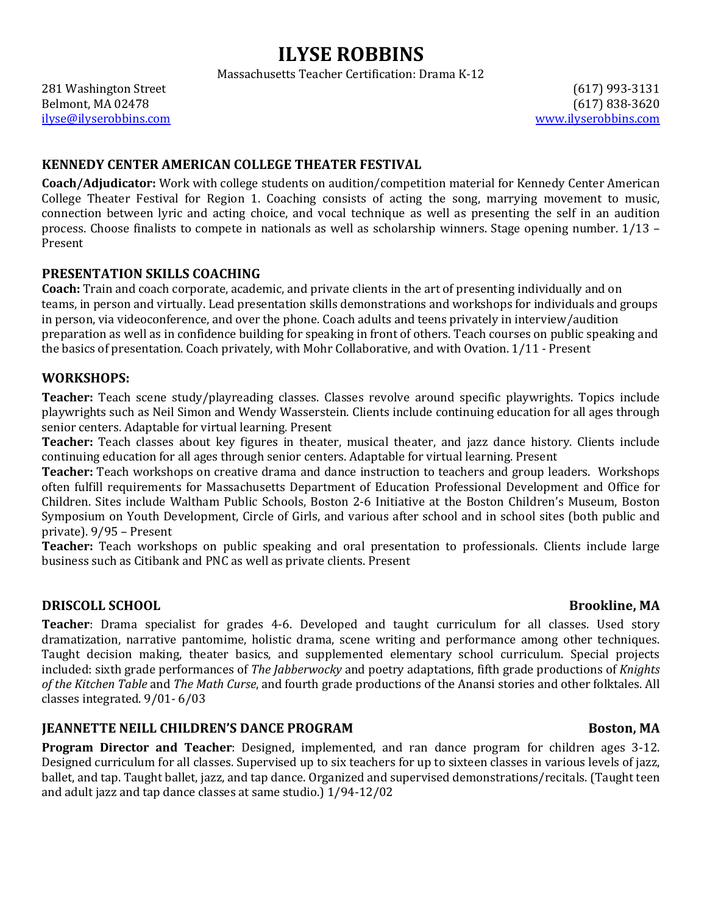# ILYSE ROBBINS

Massachusetts Teacher Certification: Drama K-12

281 Washington Street
Belmont, MA 02478
ilyse@ilyserobbins.com

(617) 993-3131
(617) 838-3620
www.ilyserobbins.com

## KENNEDY CENTER AMERICAN COLLEGE THEATER FESTIVAL

**Coach/Adjudicator:** Work with college students on audition/competition material for Kennedy Center American College Theater Festival for Region 1. Coaching consists of acting the song, marrying movement to music, connection between lyric and acting choice, and vocal technique as well as presenting the self in an audition process. Choose finalists to compete in nationals as well as scholarship winners. Stage opening number. 1/13 – Present

## PRESENTATION SKILLS COACHING

**Coach:** Train and coach corporate, academic, and private clients in the art of presenting individually and on teams, in person and virtually. Lead presentation skills demonstrations and workshops for individuals and groups in person, via videoconference, and over the phone. Coach adults and teens privately in interview/audition preparation as well as in confidence building for speaking in front of others. Teach courses on public speaking and the basics of presentation. Coach privately, with Mohr Collaborative, and with Ovation. 1/11 - Present

## WORKSHOPS:

**Teacher:** Teach scene study/playreading classes. Classes revolve around specific playwrights. Topics include playwrights such as Neil Simon and Wendy Wasserstein. Clients include continuing education for all ages through senior centers. Adaptable for virtual learning. Present

**Teacher:** Teach classes about key figures in theater, musical theater, and jazz dance history. Clients include continuing education for all ages through senior centers. Adaptable for virtual learning. Present

**Teacher:** Teach workshops on creative drama and dance instruction to teachers and group leaders. Workshops often fulfill requirements for Massachusetts Department of Education Professional Development and Office for Children. Sites include Waltham Public Schools, Boston 2-6 Initiative at the Boston Children's Museum, Boston Symposium on Youth Development, Circle of Girls, and various after school and in school sites (both public and private). 9/95 – Present

**Teacher:** Teach workshops on public speaking and oral presentation to professionals. Clients include large business such as Citibank and PNC as well as private clients. Present

## DRISCOLL SCHOOL — Brookline, MA

**Teacher**: Drama specialist for grades 4-6. Developed and taught curriculum for all classes. Used story dramatization, narrative pantomime, holistic drama, scene writing and performance among other techniques. Taught decision making, theater basics, and supplemented elementary school curriculum. Special projects included: sixth grade performances of *The Jabberwocky* and poetry adaptations, fifth grade productions of *Knights of the Kitchen Table* and *The Math Curse*, and fourth grade productions of the Anansi stories and other folktales. All classes integrated. 9/01- 6/03

## JEANNETTE NEILL CHILDREN'S DANCE PROGRAM — Boston, MA

**Program Director and Teacher**: Designed, implemented, and ran dance program for children ages 3-12. Designed curriculum for all classes. Supervised up to six teachers for up to sixteen classes in various levels of jazz, ballet, and tap. Taught ballet, jazz, and tap dance. Organized and supervised demonstrations/recitals. (Taught teen and adult jazz and tap dance classes at same studio.) 1/94-12/02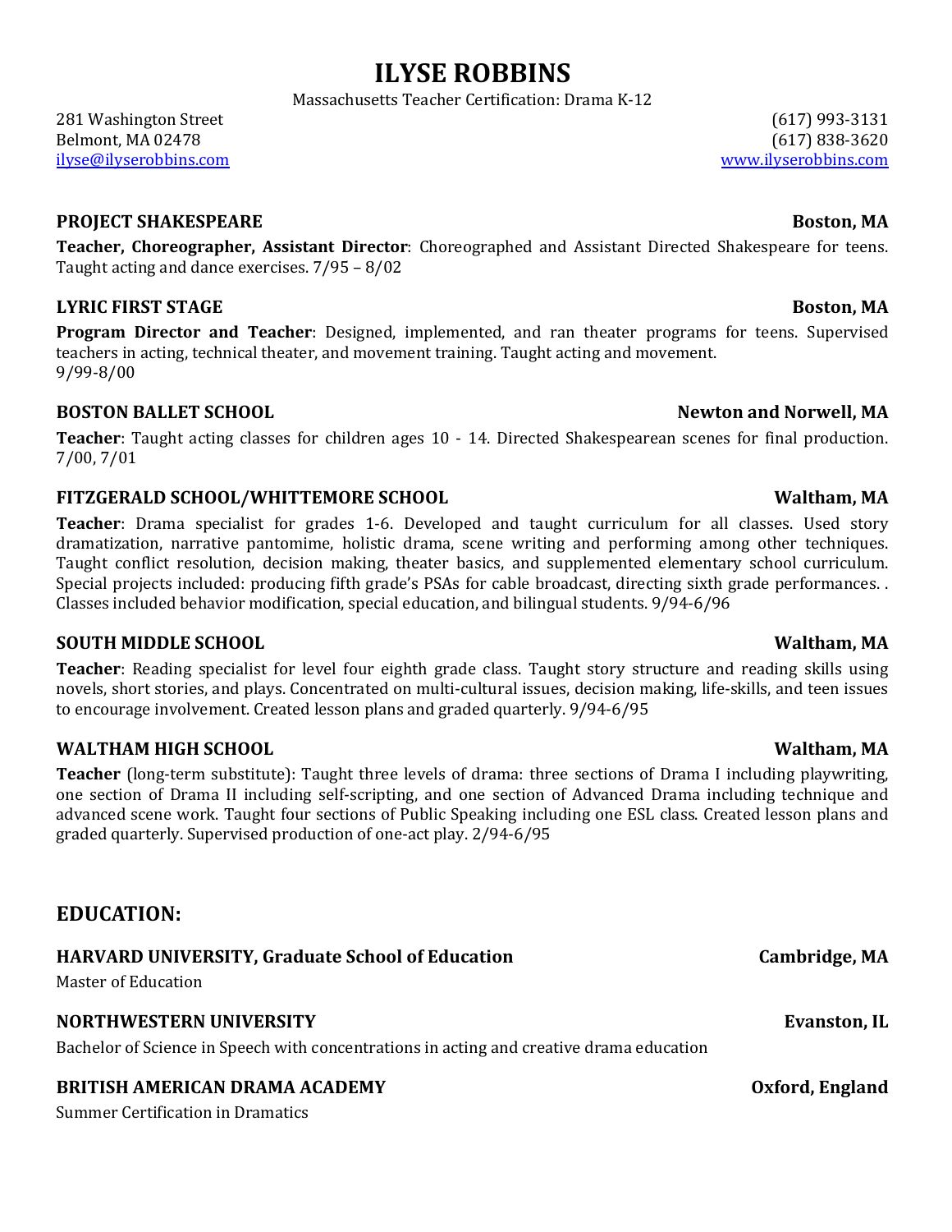# ILYSE ROBBINS

Massachusetts Teacher Certification: Drama K-12

281 Washington Street
Belmont, MA 02478
ilyse@ilyserobbins.com

(617) 993-3131
(617) 838-3620
www.ilyserobbins.com

### PROJECT SHAKESPEARE — Boston, MA

**Teacher, Choreographer, Assistant Director**: Choreographed and Assistant Directed Shakespeare for teens. Taught acting and dance exercises. 7/95 – 8/02

### LYRIC FIRST STAGE — Boston, MA

**Program Director and Teacher**: Designed, implemented, and ran theater programs for teens. Supervised teachers in acting, technical theater, and movement training. Taught acting and movement.
9/99-8/00

### BOSTON BALLET SCHOOL — Newton and Norwell, MA

**Teacher**: Taught acting classes for children ages 10 - 14. Directed Shakespearean scenes for final production. 7/00, 7/01

### FITZGERALD SCHOOL/WHITTEMORE SCHOOL — Waltham, MA

**Teacher**: Drama specialist for grades 1-6. Developed and taught curriculum for all classes. Used story dramatization, narrative pantomime, holistic drama, scene writing and performing among other techniques. Taught conflict resolution, decision making, theater basics, and supplemented elementary school curriculum. Special projects included: producing fifth grade's PSAs for cable broadcast, directing sixth grade performances. . Classes included behavior modification, special education, and bilingual students. 9/94-6/96

### SOUTH MIDDLE SCHOOL — Waltham, MA

**Teacher**: Reading specialist for level four eighth grade class. Taught story structure and reading skills using novels, short stories, and plays. Concentrated on multi-cultural issues, decision making, life-skills, and teen issues to encourage involvement. Created lesson plans and graded quarterly. 9/94-6/95

### WALTHAM HIGH SCHOOL — Waltham, MA

**Teacher** (long-term substitute): Taught three levels of drama: three sections of Drama I including playwriting, one section of Drama II including self-scripting, and one section of Advanced Drama including technique and advanced scene work. Taught four sections of Public Speaking including one ESL class. Created lesson plans and graded quarterly. Supervised production of one-act play. 2/94-6/95

## EDUCATION:

### HARVARD UNIVERSITY, Graduate School of Education — Cambridge, MA

Master of Education

### NORTHWESTERN UNIVERSITY — Evanston, IL

Bachelor of Science in Speech with concentrations in acting and creative drama education

### BRITISH AMERICAN DRAMA ACADEMY — Oxford, England

Summer Certification in Dramatics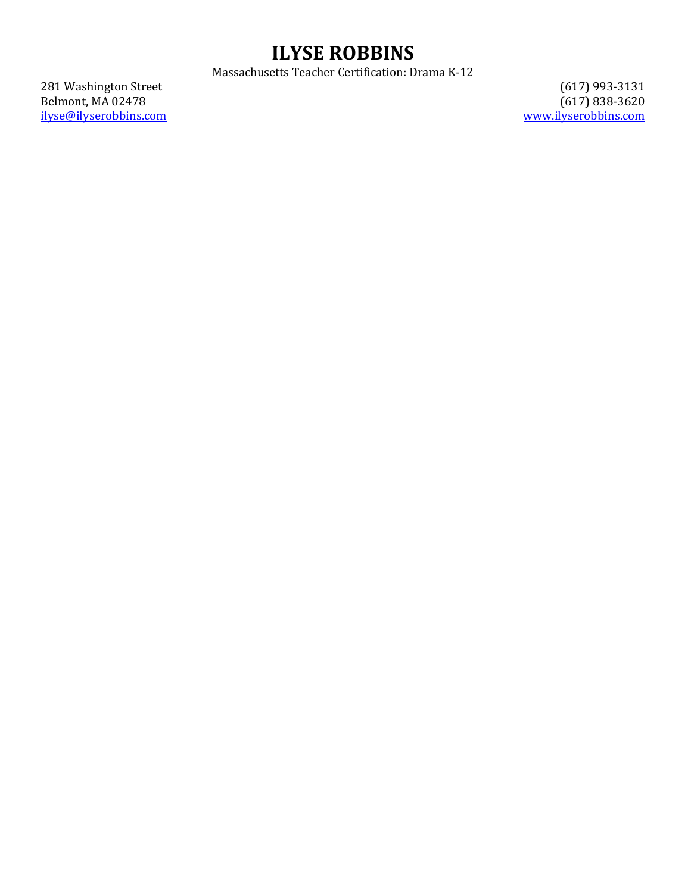# ILYSE ROBBINS

Massachusetts Teacher Certification: Drama K-12

281 Washington Street
Belmont, MA 02478
ilyse@ilyserobbins.com

(617) 993-3131
(617) 838-3620
www.ilyserobbins.com